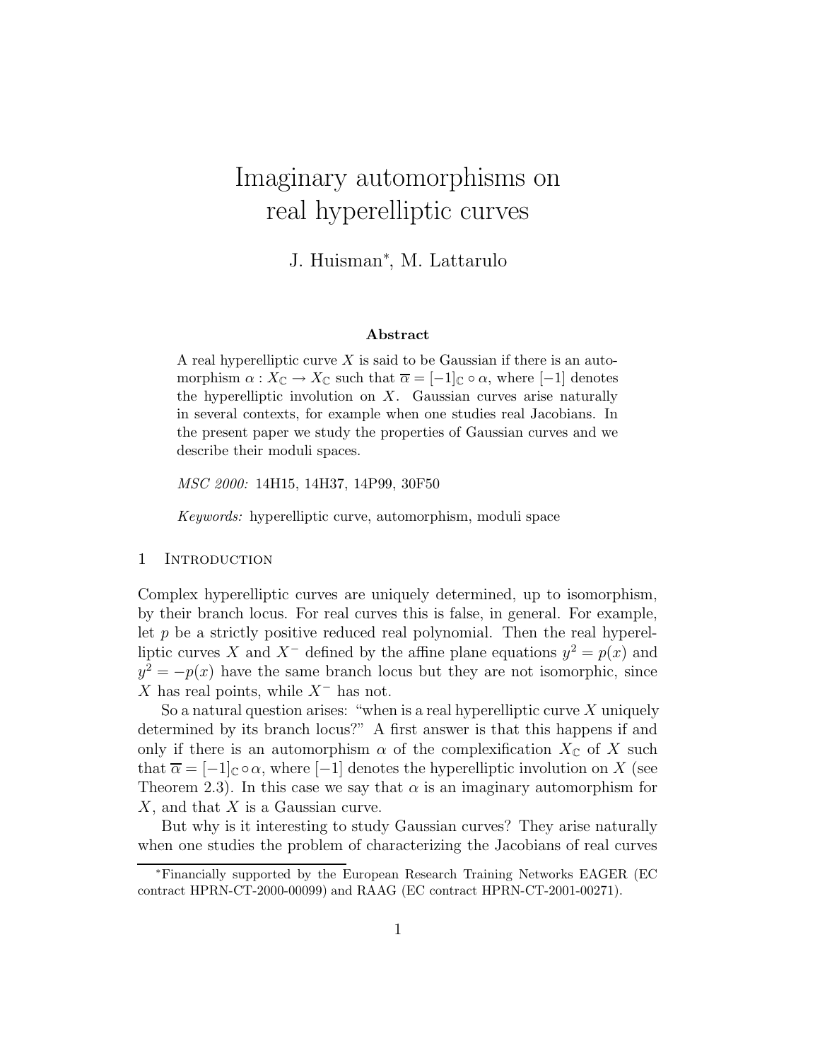# Imaginary automorphisms on real hyperelliptic curves

J. Huisman*, M. Lattarulo

**Abstract**

A real hyperelliptic curve $X$ is said to be Gaussian if there is an automorphism $\alpha : X_{\mathbb{C}} \to X_{\mathbb{C}}$ such that $\overline{\alpha} = [-1]_{\mathbb{C}} \circ \alpha$, where $[-1]$ denotes the hyperelliptic involution on $X$. Gaussian curves arise naturally in several contexts, for example when one studies real Jacobians. In the present paper we study the properties of Gaussian curves and we describe their moduli spaces.

*MSC 2000:* 14H15, 14H37, 14P99, 30F50

*Keywords:* hyperelliptic curve, automorphism, moduli space

## 1 Introduction

Complex hyperelliptic curves are uniquely determined, up to isomorphism, by their branch locus. For real curves this is false, in general. For example, let $p$ be a strictly positive reduced real polynomial. Then the real hyperelliptic curves $X$ and $X^-$ defined by the affine plane equations $y^2 = p(x)$ and $y^2 = -p(x)$ have the same branch locus but they are not isomorphic, since $X$ has real points, while $X^-$ has not.

So a natural question arises: "when is a real hyperelliptic curve $X$ uniquely determined by its branch locus?" A first answer is that this happens if and only if there is an automorphism $\alpha$ of the complexification $X_{\mathbb{C}}$ of $X$ such that $\overline{\alpha} = [-1]_{\mathbb{C}} \circ \alpha$, where $[-1]$ denotes the hyperelliptic involution on $X$ (see Theorem 2.3). In this case we say that $\alpha$ is an imaginary automorphism for $X$, and that $X$ is a Gaussian curve.

But why is it interesting to study Gaussian curves? They arise naturally when one studies the problem of characterizing the Jacobians of real curves

*Financially supported by the European Research Training Networks EAGER (EC contract HPRN-CT-2000-00099) and RAAG (EC contract HPRN-CT-2001-00271).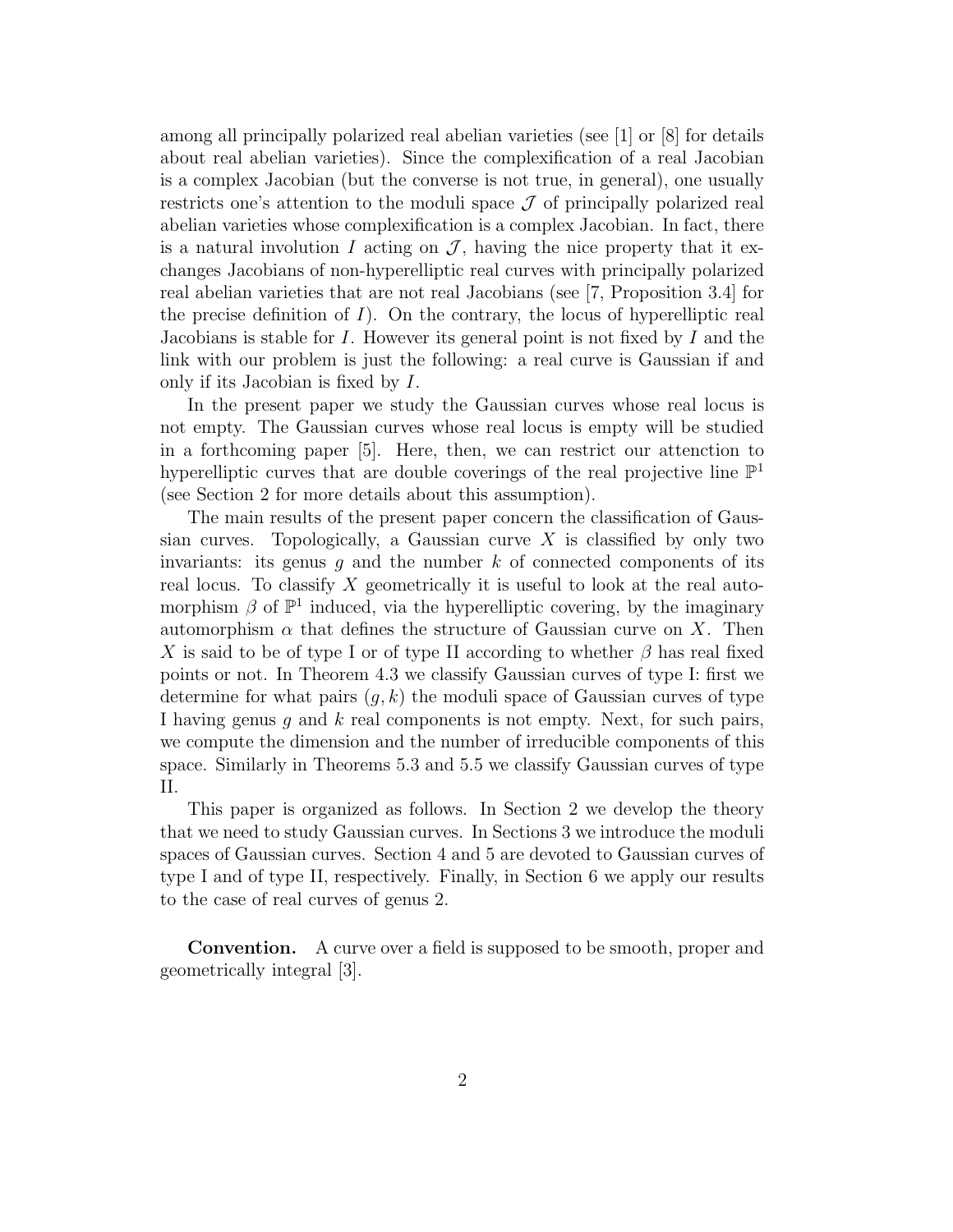among all principally polarized real abelian varieties (see [1] or [8] for details about real abelian varieties). Since the complexification of a real Jacobian is a complex Jacobian (but the converse is not true, in general), one usually restricts one's attention to the moduli space $\mathcal{J}$ of principally polarized real abelian varieties whose complexification is a complex Jacobian. In fact, there is a natural involution $I$ acting on $\mathcal{J}$, having the nice property that it exchanges Jacobians of non-hyperelliptic real curves with principally polarized real abelian varieties that are not real Jacobians (see [7, Proposition 3.4] for the precise definition of $I$). On the contrary, the locus of hyperelliptic real Jacobians is stable for $I$. However its general point is not fixed by $I$ and the link with our problem is just the following: a real curve is Gaussian if and only if its Jacobian is fixed by $I$.

In the present paper we study the Gaussian curves whose real locus is not empty. The Gaussian curves whose real locus is empty will be studied in a forthcoming paper [5]. Here, then, we can restrict our attenction to hyperelliptic curves that are double coverings of the real projective line $\mathbb{P}^1$ (see Section 2 for more details about this assumption).

The main results of the present paper concern the classification of Gaussian curves. Topologically, a Gaussian curve $X$ is classified by only two invariants: its genus $g$ and the number $k$ of connected components of its real locus. To classify $X$ geometrically it is useful to look at the real automorphism $\beta$ of $\mathbb{P}^1$ induced, via the hyperelliptic covering, by the imaginary automorphism $\alpha$ that defines the structure of Gaussian curve on $X$. Then $X$ is said to be of type I or of type II according to whether $\beta$ has real fixed points or not. In Theorem 4.3 we classify Gaussian curves of type I: first we determine for what pairs $(g, k)$ the moduli space of Gaussian curves of type I having genus $g$ and $k$ real components is not empty. Next, for such pairs, we compute the dimension and the number of irreducible components of this space. Similarly in Theorems 5.3 and 5.5 we classify Gaussian curves of type II.

This paper is organized as follows. In Section 2 we develop the theory that we need to study Gaussian curves. In Sections 3 we introduce the moduli spaces of Gaussian curves. Section 4 and 5 are devoted to Gaussian curves of type I and of type II, respectively. Finally, in Section 6 we apply our results to the case of real curves of genus 2.

**Convention.** A curve over a field is supposed to be smooth, proper and geometrically integral [3].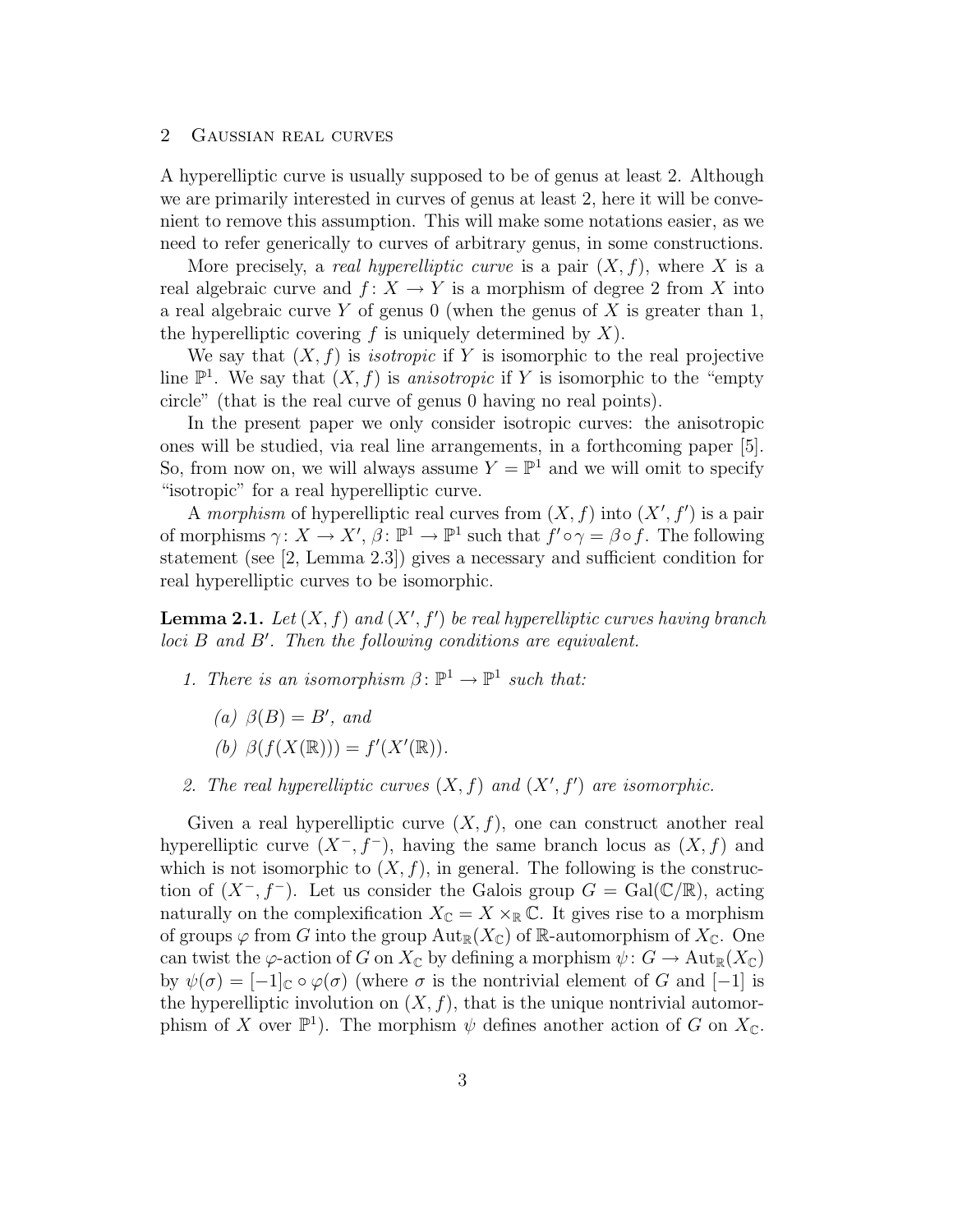## 2 Gaussian real curves

A hyperelliptic curve is usually supposed to be of genus at least 2. Although we are primarily interested in curves of genus at least 2, here it will be convenient to remove this assumption. This will make some notations easier, as we need to refer generically to curves of arbitrary genus, in some constructions.

More precisely, a *real hyperelliptic curve* is a pair $(X, f)$, where $X$ is a real algebraic curve and $f\colon X \to Y$ is a morphism of degree 2 from $X$ into a real algebraic curve $Y$ of genus 0 (when the genus of $X$ is greater than 1, the hyperelliptic covering $f$ is uniquely determined by $X$).

We say that $(X, f)$ is *isotropic* if $Y$ is isomorphic to the real projective line $\mathbb{P}^1$. We say that $(X, f)$ is *anisotropic* if $Y$ is isomorphic to the "empty circle" (that is the real curve of genus 0 having no real points).

In the present paper we only consider isotropic curves: the anisotropic ones will be studied, via real line arrangements, in a forthcoming paper [5]. So, from now on, we will always assume $Y = \mathbb{P}^1$ and we will omit to specify "isotropic" for a real hyperelliptic curve.

A *morphism* of hyperelliptic real curves from $(X, f)$ into $(X', f')$ is a pair of morphisms $\gamma\colon X \to X'$, $\beta\colon \mathbb{P}^1 \to \mathbb{P}^1$ such that $f' \circ \gamma = \beta \circ f$. The following statement (see [2, Lemma 2.3]) gives a necessary and sufficient condition for real hyperelliptic curves to be isomorphic.

**Lemma 2.1.** *Let $(X, f)$ and $(X', f')$ be real hyperelliptic curves having branch loci $B$ and $B'$. Then the following conditions are equivalent.*

1. *There is an isomorphism $\beta\colon \mathbb{P}^1 \to \mathbb{P}^1$ such that:*
   (a) *$\beta(B) = B'$, and*
   (b) *$\beta(f(X(\mathbb{R}))) = f'(X'(\mathbb{R}))$.*
2. *The real hyperelliptic curves $(X, f)$ and $(X', f')$ are isomorphic.*

Given a real hyperelliptic curve $(X, f)$, one can construct another real hyperelliptic curve $(X^-, f^-)$, having the same branch locus as $(X, f)$ and which is not isomorphic to $(X, f)$, in general. The following is the construction of $(X^-, f^-)$. Let us consider the Galois group $G = \mathrm{Gal}(\mathbb{C}/\mathbb{R})$, acting naturally on the complexification $X_\mathbb{C} = X \times_\mathbb{R} \mathbb{C}$. It gives rise to a morphism of groups $\varphi$ from $G$ into the group $\mathrm{Aut}_\mathbb{R}(X_\mathbb{C})$ of $\mathbb{R}$-automorphism of $X_\mathbb{C}$. One can twist the $\varphi$-action of $G$ on $X_\mathbb{C}$ by defining a morphism $\psi\colon G \to \mathrm{Aut}_\mathbb{R}(X_\mathbb{C})$ by $\psi(\sigma) = [-1]_\mathbb{C} \circ \varphi(\sigma)$ (where $\sigma$ is the nontrivial element of $G$ and $[-1]$ is the hyperelliptic involution on $(X, f)$, that is the unique nontrivial automorphism of $X$ over $\mathbb{P}^1$). The morphism $\psi$ defines another action of $G$ on $X_\mathbb{C}$.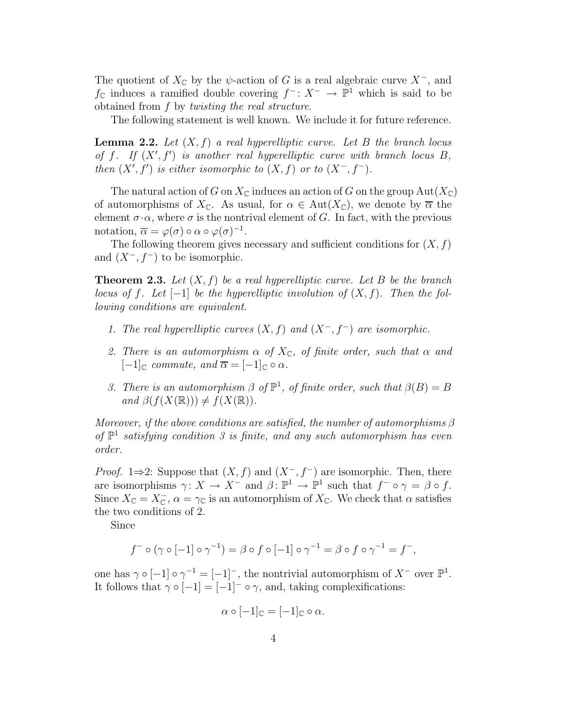The quotient of $X_{\mathbb{C}}$ by the $\psi$-action of $G$ is a real algebraic curve $X^-$, and $f_{\mathbb{C}}$ induces a ramified double covering $f^-: X^- \to \mathbb{P}^1$ which is said to be obtained from $f$ by *twisting the real structure*.

The following statement is well known. We include it for future reference.

**Lemma 2.2.** *Let $(X, f)$ a real hyperelliptic curve. Let $B$ the branch locus of $f$. If $(X', f')$ is another real hyperelliptic curve with branch locus $B$, then $(X', f')$ is either isomorphic to $(X, f)$ or to $(X^-, f^-)$.*

The natural action of $G$ on $X_{\mathbb{C}}$ induces an action of $G$ on the group $\mathrm{Aut}(X_{\mathbb{C}})$ of automorphisms of $X_{\mathbb{C}}$. As usual, for $\alpha \in \mathrm{Aut}(X_{\mathbb{C}})$, we denote by $\overline{\alpha}$ the element $\sigma \cdot \alpha$, where $\sigma$ is the nontrival element of $G$. In fact, with the previous notation, $\overline{\alpha} = \varphi(\sigma) \circ \alpha \circ \varphi(\sigma)^{-1}$.

The following theorem gives necessary and sufficient conditions for $(X, f)$ and $(X^-, f^-)$ to be isomorphic.

**Theorem 2.3.** *Let $(X, f)$ be a real hyperelliptic curve. Let $B$ be the branch locus of $f$. Let $[-1]$ be the hyperelliptic involution of $(X, f)$. Then the following conditions are equivalent.*

1. *The real hyperelliptic curves $(X, f)$ and $(X^-, f^-)$ are isomorphic.*
2. *There is an automorphism $\alpha$ of $X_{\mathbb{C}}$, of finite order, such that $\alpha$ and $[-1]_{\mathbb{C}}$ commute, and $\overline{\alpha} = [-1]_{\mathbb{C}} \circ \alpha$.*
3. *There is an automorphism $\beta$ of $\mathbb{P}^1$, of finite order, such that $\beta(B) = B$ and $\beta(f(X(\mathbb{R}))) \neq f(X(\mathbb{R}))$.*

*Moreover, if the above conditions are satisfied, the number of automorphisms $\beta$ of $\mathbb{P}^1$ satisfying condition 3 is finite, and any such automorphism has even order.*

*Proof.* 1⇒2: Suppose that $(X, f)$ and $(X^-, f^-)$ are isomorphic. Then, there are isomorphisms $\gamma: X \to X^-$ and $\beta: \mathbb{P}^1 \to \mathbb{P}^1$ such that $f^- \circ \gamma = \beta \circ f$. Since $X_{\mathbb{C}} = X^-_{\mathbb{C}}$, $\alpha = \gamma_{\mathbb{C}}$ is an automorphism of $X_{\mathbb{C}}$. We check that $\alpha$ satisfies the two conditions of 2.

Since

$$f^- \circ (\gamma \circ [-1] \circ \gamma^{-1}) = \beta \circ f \circ [-1] \circ \gamma^{-1} = \beta \circ f \circ \gamma^{-1} = f^-,$$

one has $\gamma \circ [-1] \circ \gamma^{-1} = [-1]^-$, the nontrivial automorphism of $X^-$ over $\mathbb{P}^1$. It follows that $\gamma \circ [-1] = [-1]^- \circ \gamma$, and, taking complexifications:

$$\alpha \circ [-1]_{\mathbb{C}} = [-1]_{\mathbb{C}} \circ \alpha.$$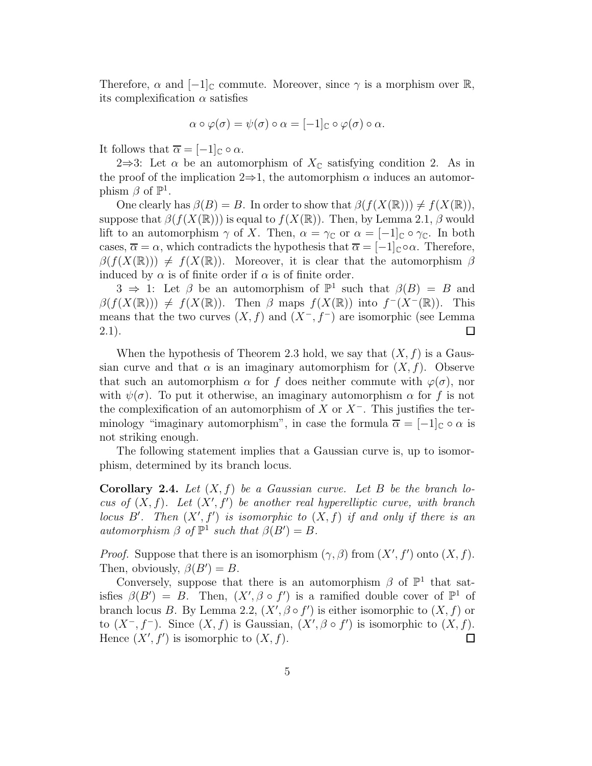Therefore, $\alpha$ and $[-1]_{\mathbb{C}}$ commute. Moreover, since $\gamma$ is a morphism over $\mathbb{R}$, its complexification $\alpha$ satisfies

$$\alpha \circ \varphi(\sigma) = \psi(\sigma) \circ \alpha = [-1]_{\mathbb{C}} \circ \varphi(\sigma) \circ \alpha.$$

It follows that $\overline{\alpha} = [-1]_{\mathbb{C}} \circ \alpha$.

2⇒3: Let $\alpha$ be an automorphism of $X_{\mathbb{C}}$ satisfying condition 2. As in the proof of the implication 2⇒1, the automorphism $\alpha$ induces an automorphism $\beta$ of $\mathbb{P}^1$.

One clearly has $\beta(B) = B$. In order to show that $\beta(f(X(\mathbb{R}))) \neq f(X(\mathbb{R}))$, suppose that $\beta(f(X(\mathbb{R})))$ is equal to $f(X(\mathbb{R}))$. Then, by Lemma 2.1, $\beta$ would lift to an automorphism $\gamma$ of $X$. Then, $\alpha = \gamma_{\mathbb{C}}$ or $\alpha = [-1]_{\mathbb{C}} \circ \gamma_{\mathbb{C}}$. In both cases, $\overline{\alpha} = \alpha$, which contradicts the hypothesis that $\overline{\alpha} = [-1]_{\mathbb{C}} \circ \alpha$. Therefore, $\beta(f(X(\mathbb{R}))) \neq f(X(\mathbb{R}))$. Moreover, it is clear that the automorphism $\beta$ induced by $\alpha$ is of finite order if $\alpha$ is of finite order.

3 ⇒ 1: Let $\beta$ be an automorphism of $\mathbb{P}^1$ such that $\beta(B) = B$ and $\beta(f(X(\mathbb{R}))) \neq f(X(\mathbb{R}))$. Then $\beta$ maps $f(X(\mathbb{R}))$ into $f^-(X^-(\mathbb{R}))$. This means that the two curves $(X, f)$ and $(X^-, f^-)$ are isomorphic (see Lemma 2.1). □

When the hypothesis of Theorem 2.3 hold, we say that $(X, f)$ is a Gaussian curve and that $\alpha$ is an imaginary automorphism for $(X, f)$. Observe that such an automorphism $\alpha$ for $f$ does neither commute with $\varphi(\sigma)$, nor with $\psi(\sigma)$. To put it otherwise, an imaginary automorphism $\alpha$ for $f$ is not the complexification of an automorphism of $X$ or $X^-$. This justifies the terminology "imaginary automorphism", in case the formula $\overline{\alpha} = [-1]_{\mathbb{C}} \circ \alpha$ is not striking enough.

The following statement implies that a Gaussian curve is, up to isomorphism, determined by its branch locus.

**Corollary 2.4.** *Let $(X, f)$ be a Gaussian curve. Let $B$ be the branch locus of $(X, f)$. Let $(X', f')$ be another real hyperelliptic curve, with branch locus $B'$. Then $(X', f')$ is isomorphic to $(X, f)$ if and only if there is an automorphism $\beta$ of $\mathbb{P}^1$ such that $\beta(B') = B$.*

*Proof.* Suppose that there is an isomorphism $(\gamma, \beta)$ from $(X', f')$ onto $(X, f)$. Then, obviously, $\beta(B') = B$.

Conversely, suppose that there is an automorphism $\beta$ of $\mathbb{P}^1$ that satisfies $\beta(B') = B$. Then, $(X', \beta \circ f')$ is a ramified double cover of $\mathbb{P}^1$ of branch locus $B$. By Lemma 2.2, $(X', \beta \circ f')$ is either isomorphic to $(X, f)$ or to $(X^-, f^-)$. Since $(X, f)$ is Gaussian, $(X', \beta \circ f')$ is isomorphic to $(X, f)$. Hence $(X', f')$ is isomorphic to $(X, f)$. □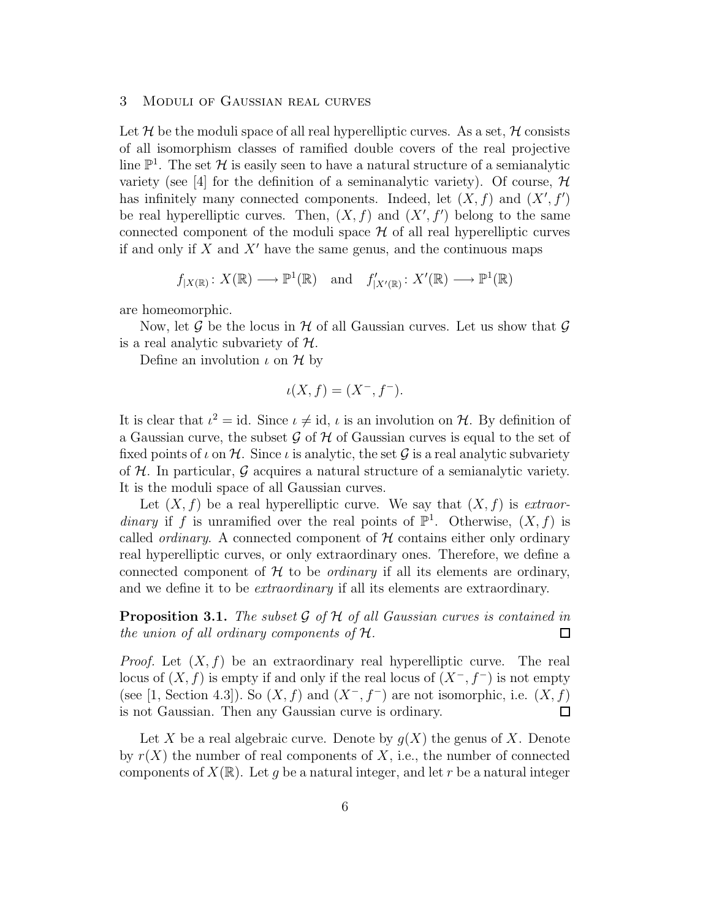## 3 Moduli of Gaussian real curves

Let $\mathcal{H}$ be the moduli space of all real hyperelliptic curves. As a set, $\mathcal{H}$ consists of all isomorphism classes of ramified double covers of the real projective line $\mathbb{P}^1$. The set $\mathcal{H}$ is easily seen to have a natural structure of a semianalytic variety (see [4] for the definition of a seminanalytic variety). Of course, $\mathcal{H}$ has infinitely many connected components. Indeed, let $(X, f)$ and $(X', f')$ be real hyperelliptic curves. Then, $(X, f)$ and $(X', f')$ belong to the same connected component of the moduli space $\mathcal{H}$ of all real hyperelliptic curves if and only if $X$ and $X'$ have the same genus, and the continuous maps

$$f_{|X(\mathbb{R})}\colon X(\mathbb{R}) \longrightarrow \mathbb{P}^1(\mathbb{R}) \quad \text{and} \quad f'_{|X'(\mathbb{R})}\colon X'(\mathbb{R}) \longrightarrow \mathbb{P}^1(\mathbb{R})$$

are homeomorphic.

Now, let $\mathcal{G}$ be the locus in $\mathcal{H}$ of all Gaussian curves. Let us show that $\mathcal{G}$ is a real analytic subvariety of $\mathcal{H}$.

Define an involution $\iota$ on $\mathcal{H}$ by

$$\iota(X, f) = (X^-, f^-).$$

It is clear that $\iota^2 = \text{id}$. Since $\iota \neq \text{id}$, $\iota$ is an involution on $\mathcal{H}$. By definition of a Gaussian curve, the subset $\mathcal{G}$ of $\mathcal{H}$ of Gaussian curves is equal to the set of fixed points of $\iota$ on $\mathcal{H}$. Since $\iota$ is analytic, the set $\mathcal{G}$ is a real analytic subvariety of $\mathcal{H}$. In particular, $\mathcal{G}$ acquires a natural structure of a semianalytic variety. It is the moduli space of all Gaussian curves.

Let $(X, f)$ be a real hyperelliptic curve. We say that $(X, f)$ is *extraordinary* if $f$ is unramified over the real points of $\mathbb{P}^1$. Otherwise, $(X, f)$ is called *ordinary*. A connected component of $\mathcal{H}$ contains either only ordinary real hyperelliptic curves, or only extraordinary ones. Therefore, we define a connected component of $\mathcal{H}$ to be *ordinary* if all its elements are ordinary, and we define it to be *extraordinary* if all its elements are extraordinary.

**Proposition 3.1.** *The subset $\mathcal{G}$ of $\mathcal{H}$ of all Gaussian curves is contained in the union of all ordinary components of $\mathcal{H}$.* □

*Proof.* Let $(X, f)$ be an extraordinary real hyperelliptic curve. The real locus of $(X, f)$ is empty if and only if the real locus of $(X^-, f^-)$ is not empty (see [1, Section 4.3]). So $(X, f)$ and $(X^-, f^-)$ are not isomorphic, i.e. $(X, f)$ is not Gaussian. Then any Gaussian curve is ordinary. □

Let $X$ be a real algebraic curve. Denote by $g(X)$ the genus of $X$. Denote by $r(X)$ the number of real components of $X$, i.e., the number of connected components of $X(\mathbb{R})$. Let $g$ be a natural integer, and let $r$ be a natural integer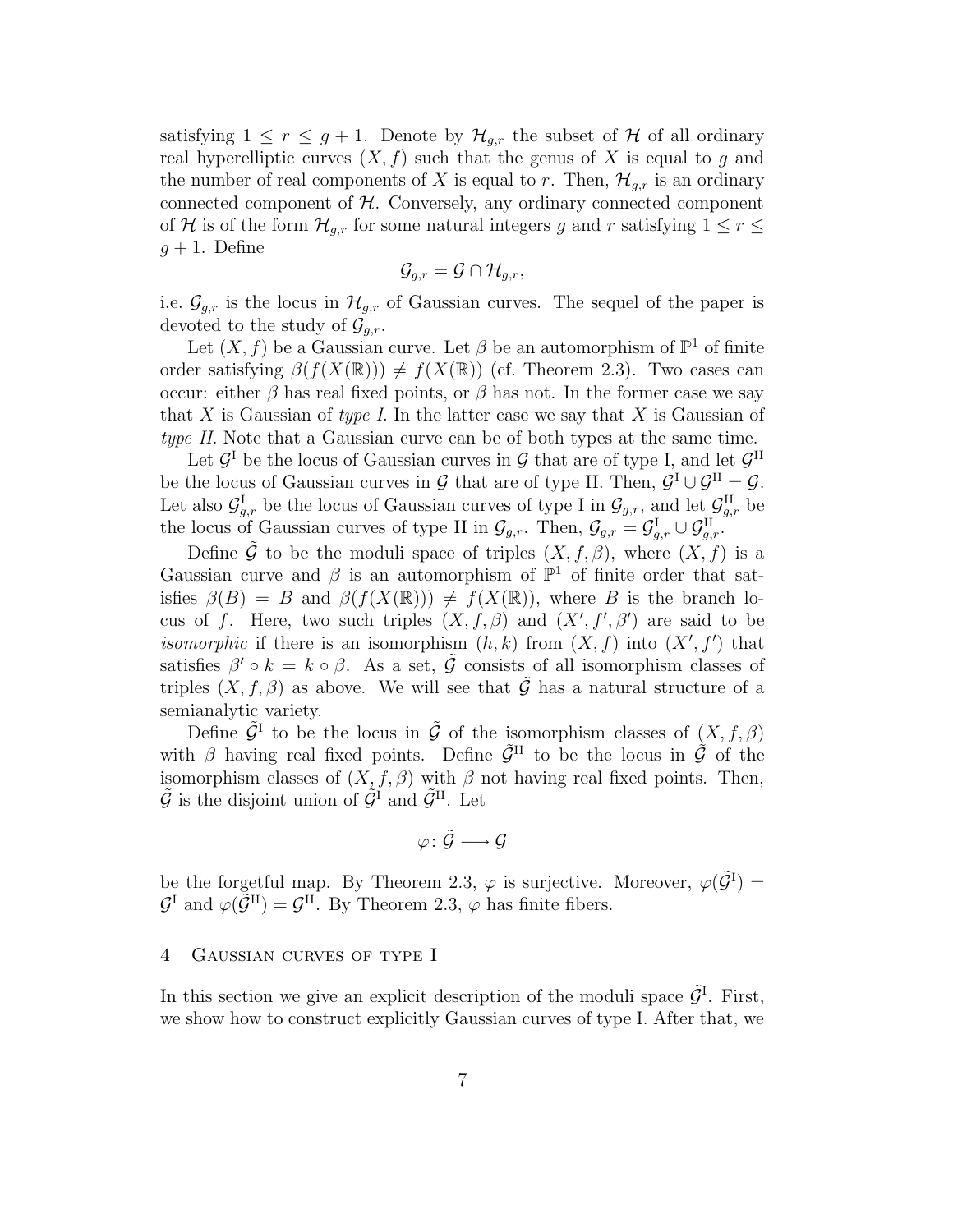satisfying $1 \leq r \leq g+1$. Denote by $\mathcal{H}_{g,r}$ the subset of $\mathcal{H}$ of all ordinary real hyperelliptic curves $(X, f)$ such that the genus of $X$ is equal to $g$ and the number of real components of $X$ is equal to $r$. Then, $\mathcal{H}_{g,r}$ is an ordinary connected component of $\mathcal{H}$. Conversely, any ordinary connected component of $\mathcal{H}$ is of the form $\mathcal{H}_{g,r}$ for some natural integers $g$ and $r$ satisfying $1 \leq r \leq g+1$. Define

$$\mathcal{G}_{g,r} = \mathcal{G} \cap \mathcal{H}_{g,r},$$

i.e. $\mathcal{G}_{g,r}$ is the locus in $\mathcal{H}_{g,r}$ of Gaussian curves. The sequel of the paper is devoted to the study of $\mathcal{G}_{g,r}$.

Let $(X, f)$ be a Gaussian curve. Let $\beta$ be an automorphism of $\mathbb{P}^1$ of finite order satisfying $\beta(f(X(\mathbb{R}))) \neq f(X(\mathbb{R}))$ (cf. Theorem 2.3). Two cases can occur: either $\beta$ has real fixed points, or $\beta$ has not. In the former case we say that $X$ is Gaussian of *type I*. In the latter case we say that $X$ is Gaussian of *type II*. Note that a Gaussian curve can be of both types at the same time.

Let $\mathcal{G}^{\mathrm{I}}$ be the locus of Gaussian curves in $\mathcal{G}$ that are of type I, and let $\mathcal{G}^{\mathrm{II}}$ be the locus of Gaussian curves in $\mathcal{G}$ that are of type II. Then, $\mathcal{G}^{\mathrm{I}} \cup \mathcal{G}^{\mathrm{II}} = \mathcal{G}$. Let also $\mathcal{G}^{\mathrm{I}}_{g,r}$ be the locus of Gaussian curves of type I in $\mathcal{G}_{g,r}$, and let $\mathcal{G}^{\mathrm{II}}_{g,r}$ be the locus of Gaussian curves of type II in $\mathcal{G}_{g,r}$. Then, $\mathcal{G}_{g,r} = \mathcal{G}^{\mathrm{I}}_{g,r} \cup \mathcal{G}^{\mathrm{II}}_{g,r}$.

Define $\tilde{\mathcal{G}}$ to be the moduli space of triples $(X, f, \beta)$, where $(X, f)$ is a Gaussian curve and $\beta$ is an automorphism of $\mathbb{P}^1$ of finite order that satisfies $\beta(B) = B$ and $\beta(f(X(\mathbb{R}))) \neq f(X(\mathbb{R}))$, where $B$ is the branch locus of $f$. Here, two such triples $(X, f, \beta)$ and $(X', f', \beta')$ are said to be *isomorphic* if there is an isomorphism $(h, k)$ from $(X, f)$ into $(X', f')$ that satisfies $\beta' \circ k = k \circ \beta$. As a set, $\tilde{\mathcal{G}}$ consists of all isomorphism classes of triples $(X, f, \beta)$ as above. We will see that $\tilde{\mathcal{G}}$ has a natural structure of a semianalytic variety.

Define $\tilde{\mathcal{G}}^{\mathrm{I}}$ to be the locus in $\tilde{\mathcal{G}}$ of the isomorphism classes of $(X, f, \beta)$ with $\beta$ having real fixed points. Define $\tilde{\mathcal{G}}^{\mathrm{II}}$ to be the locus in $\tilde{\mathcal{G}}$ of the isomorphism classes of $(X, f, \beta)$ with $\beta$ not having real fixed points. Then, $\tilde{\mathcal{G}}$ is the disjoint union of $\tilde{\mathcal{G}}^{\mathrm{I}}$ and $\tilde{\mathcal{G}}^{\mathrm{II}}$. Let

$$\varphi \colon \tilde{\mathcal{G}} \longrightarrow \mathcal{G}$$

be the forgetful map. By Theorem 2.3, $\varphi$ is surjective. Moreover, $\varphi(\tilde{\mathcal{G}}^{\mathrm{I}}) = \mathcal{G}^{\mathrm{I}}$ and $\varphi(\tilde{\mathcal{G}}^{\mathrm{II}}) = \mathcal{G}^{\mathrm{II}}$. By Theorem 2.3, $\varphi$ has finite fibers.

## 4 Gaussian curves of type I

In this section we give an explicit description of the moduli space $\tilde{\mathcal{G}}^{\mathrm{I}}$. First, we show how to construct explicitly Gaussian curves of type I. After that, we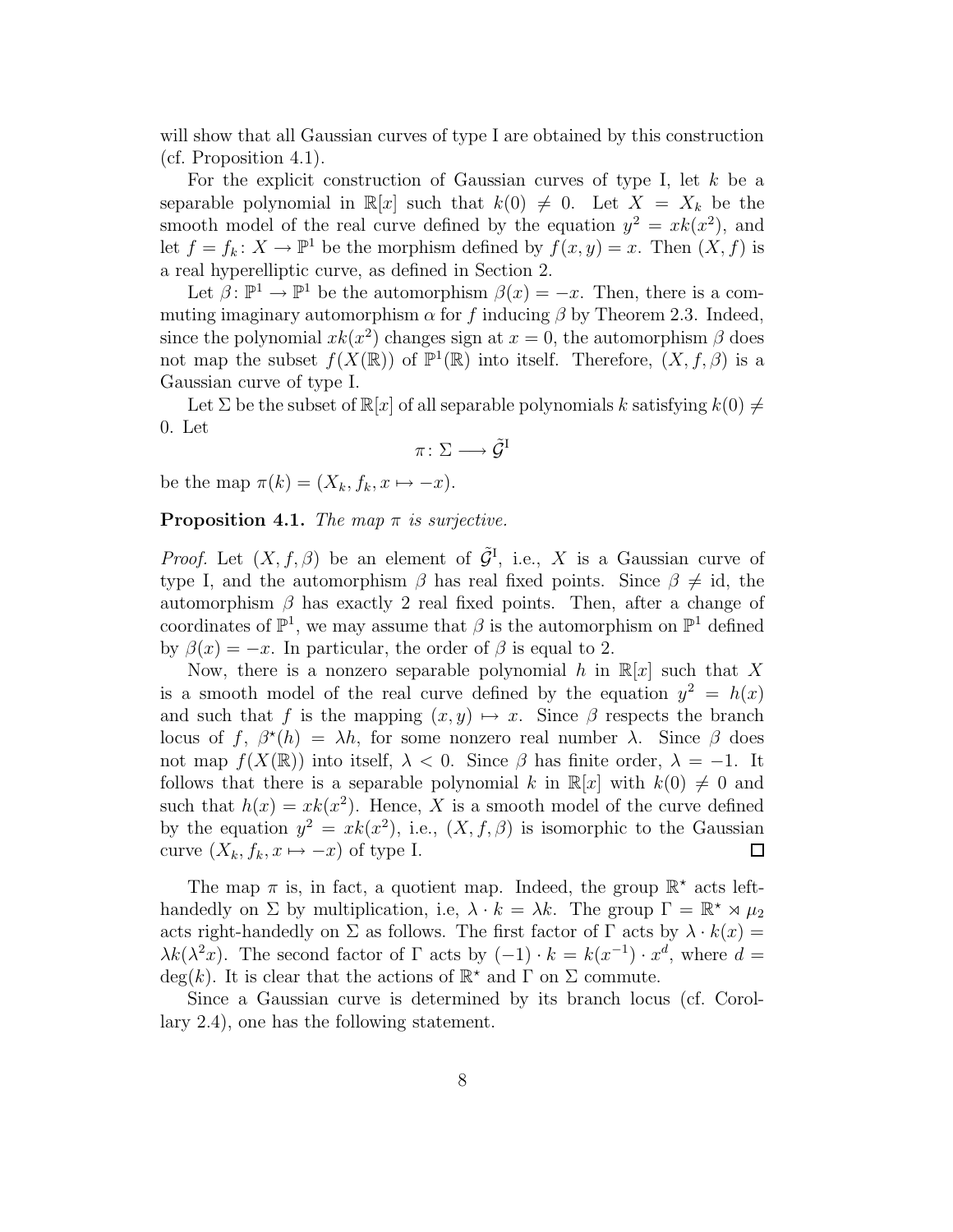will show that all Gaussian curves of type I are obtained by this construction (cf. Proposition 4.1).

For the explicit construction of Gaussian curves of type I, let $k$ be a separable polynomial in $\mathbb{R}[x]$ such that $k(0) \neq 0$. Let $X = X_k$ be the smooth model of the real curve defined by the equation $y^2 = xk(x^2)$, and let $f = f_k \colon X \to \mathbb{P}^1$ be the morphism defined by $f(x, y) = x$. Then $(X, f)$ is a real hyperelliptic curve, as defined in Section 2.

Let $\beta \colon \mathbb{P}^1 \to \mathbb{P}^1$ be the automorphism $\beta(x) = -x$. Then, there is a commuting imaginary automorphism $\alpha$ for $f$ inducing $\beta$ by Theorem 2.3. Indeed, since the polynomial $xk(x^2)$ changes sign at $x = 0$, the automorphism $\beta$ does not map the subset $f(X(\mathbb{R}))$ of $\mathbb{P}^1(\mathbb{R})$ into itself. Therefore, $(X, f, \beta)$ is a Gaussian curve of type I.

Let $\Sigma$ be the subset of $\mathbb{R}[x]$ of all separable polynomials $k$ satisfying $k(0) \neq 0$. Let

$$\pi \colon \Sigma \longrightarrow \tilde{\mathcal{G}}^{\mathrm{I}}$$

be the map $\pi(k) = (X_k, f_k, x \mapsto -x)$.

**Proposition 4.1.** *The map $\pi$ is surjective.*

*Proof.* Let $(X, f, \beta)$ be an element of $\tilde{\mathcal{G}}^{\mathrm{I}}$, i.e., $X$ is a Gaussian curve of type I, and the automorphism $\beta$ has real fixed points. Since $\beta \neq \mathrm{id}$, the automorphism $\beta$ has exactly 2 real fixed points. Then, after a change of coordinates of $\mathbb{P}^1$, we may assume that $\beta$ is the automorphism on $\mathbb{P}^1$ defined by $\beta(x) = -x$. In particular, the order of $\beta$ is equal to 2.

Now, there is a nonzero separable polynomial $h$ in $\mathbb{R}[x]$ such that $X$ is a smooth model of the real curve defined by the equation $y^2 = h(x)$ and such that $f$ is the mapping $(x, y) \mapsto x$. Since $\beta$ respects the branch locus of $f$, $\beta^\star(h) = \lambda h$, for some nonzero real number $\lambda$. Since $\beta$ does not map $f(X(\mathbb{R}))$ into itself, $\lambda < 0$. Since $\beta$ has finite order, $\lambda = -1$. It follows that there is a separable polynomial $k$ in $\mathbb{R}[x]$ with $k(0) \neq 0$ and such that $h(x) = xk(x^2)$. Hence, $X$ is a smooth model of the curve defined by the equation $y^2 = xk(x^2)$, i.e., $(X, f, \beta)$ is isomorphic to the Gaussian curve $(X_k, f_k, x \mapsto -x)$ of type I. $\square$

The map $\pi$ is, in fact, a quotient map. Indeed, the group $\mathbb{R}^\star$ acts left-handedly on $\Sigma$ by multiplication, i.e, $\lambda \cdot k = \lambda k$. The group $\Gamma = \mathbb{R}^\star \rtimes \mu_2$ acts right-handedly on $\Sigma$ as follows. The first factor of $\Gamma$ acts by $\lambda \cdot k(x) = \lambda k(\lambda^2 x)$. The second factor of $\Gamma$ acts by $(-1) \cdot k = k(x^{-1}) \cdot x^d$, where $d = \deg(k)$. It is clear that the actions of $\mathbb{R}^\star$ and $\Gamma$ on $\Sigma$ commute.

Since a Gaussian curve is determined by its branch locus (cf. Corollary 2.4), one has the following statement.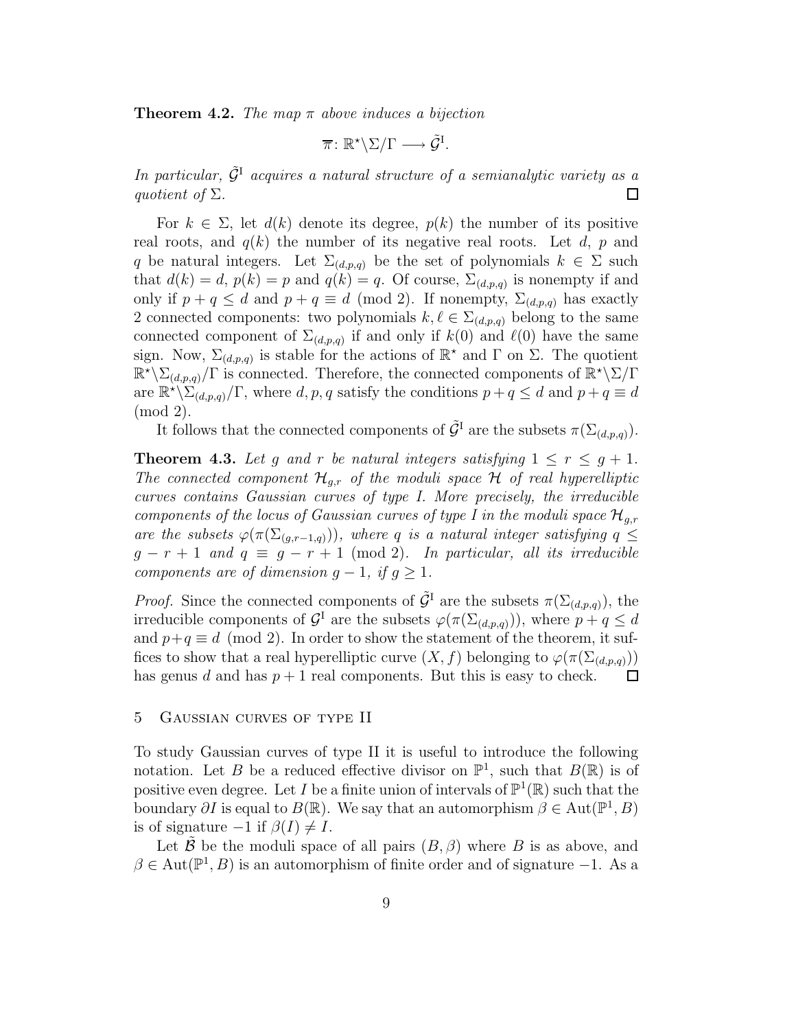**Theorem 4.2.** *The map $\pi$ above induces a bijection*

$$\overline{\pi}\colon \mathbb{R}^\star\backslash\Sigma/\Gamma \longrightarrow \tilde{\mathcal{G}}^{\mathrm{I}}.$$

*In particular, $\tilde{\mathcal{G}}^{\mathrm{I}}$ acquires a natural structure of a semianalytic variety as a quotient of $\Sigma$.* $\square$

For $k \in \Sigma$, let $d(k)$ denote its degree, $p(k)$ the number of its positive real roots, and $q(k)$ the number of its negative real roots. Let $d$, $p$ and $q$ be natural integers. Let $\Sigma_{(d,p,q)}$ be the set of polynomials $k \in \Sigma$ such that $d(k) = d$, $p(k) = p$ and $q(k) = q$. Of course, $\Sigma_{(d,p,q)}$ is nonempty if and only if $p + q \leq d$ and $p + q \equiv d \pmod 2$. If nonempty, $\Sigma_{(d,p,q)}$ has exactly 2 connected components: two polynomials $k, \ell \in \Sigma_{(d,p,q)}$ belong to the same connected component of $\Sigma_{(d,p,q)}$ if and only if $k(0)$ and $\ell(0)$ have the same sign. Now, $\Sigma_{(d,p,q)}$ is stable for the actions of $\mathbb{R}^\star$ and $\Gamma$ on $\Sigma$. The quotient $\mathbb{R}^\star\backslash\Sigma_{(d,p,q)}/\Gamma$ is connected. Therefore, the connected components of $\mathbb{R}^\star\backslash\Sigma/\Gamma$ are $\mathbb{R}^\star\backslash\Sigma_{(d,p,q)}/\Gamma$, where $d, p, q$ satisfy the conditions $p+q \leq d$ and $p+q \equiv d \pmod 2$.

It follows that the connected components of $\tilde{\mathcal{G}}^{\mathrm{I}}$ are the subsets $\pi(\Sigma_{(d,p,q)})$.

**Theorem 4.3.** *Let $g$ and $r$ be natural integers satisfying $1 \leq r \leq g+1$. The connected component $\mathcal{H}_{g,r}$ of the moduli space $\mathcal{H}$ of real hyperelliptic curves contains Gaussian curves of type I. More precisely, the irreducible components of the locus of Gaussian curves of type I in the moduli space $\mathcal{H}_{g,r}$ are the subsets $\varphi(\pi(\Sigma_{(g,r-1,q)}))$, where $q$ is a natural integer satisfying $q \leq g-r+1$ and $q \equiv g-r+1 \pmod 2$. In particular, all its irreducible components are of dimension $g-1$, if $g \geq 1$.*

*Proof.* Since the connected components of $\tilde{\mathcal{G}}^{\mathrm{I}}$ are the subsets $\pi(\Sigma_{(d,p,q)})$, the irreducible components of $\mathcal{G}^{\mathrm{I}}$ are the subsets $\varphi(\pi(\Sigma_{(d,p,q)}))$, where $p+q \leq d$ and $p+q \equiv d \pmod 2$. In order to show the statement of the theorem, it suffices to show that a real hyperelliptic curve $(X, f)$ belonging to $\varphi(\pi(\Sigma_{(d,p,q)}))$ has genus $d$ and has $p+1$ real components. But this is easy to check. $\square$

## 5 Gaussian curves of type II

To study Gaussian curves of type II it is useful to introduce the following notation. Let $B$ be a reduced effective divisor on $\mathbb{P}^1$, such that $B(\mathbb{R})$ is of positive even degree. Let $I$ be a finite union of intervals of $\mathbb{P}^1(\mathbb{R})$ such that the boundary $\partial I$ is equal to $B(\mathbb{R})$. We say that an automorphism $\beta \in \mathrm{Aut}(\mathbb{P}^1, B)$ is of signature $-1$ if $\beta(I) \neq I$.

Let $\tilde{\mathcal{B}}$ be the moduli space of all pairs $(B, \beta)$ where $B$ is as above, and $\beta \in \mathrm{Aut}(\mathbb{P}^1, B)$ is an automorphism of finite order and of signature $-1$. As a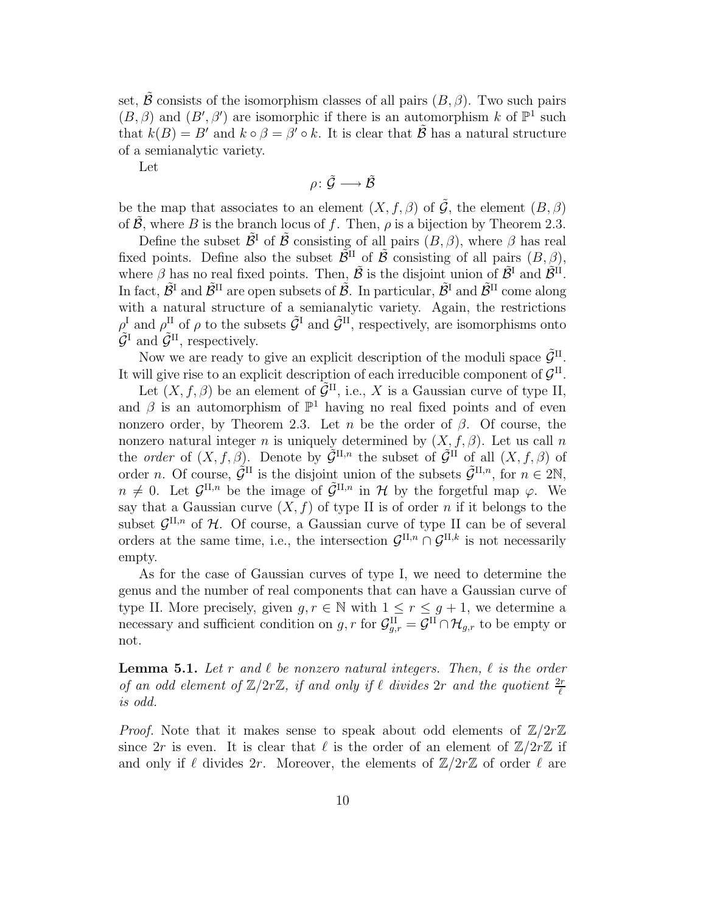set, $\tilde{\mathcal{B}}$ consists of the isomorphism classes of all pairs $(B, \beta)$. Two such pairs $(B, \beta)$ and $(B', \beta')$ are isomorphic if there is an automorphism $k$ of $\mathbb{P}^1$ such that $k(B) = B'$ and $k \circ \beta = \beta' \circ k$. It is clear that $\tilde{\mathcal{B}}$ has a natural structure of a semianalytic variety.

Let

$$\rho \colon \tilde{\mathcal{G}} \longrightarrow \tilde{\mathcal{B}}$$

be the map that associates to an element $(X, f, \beta)$ of $\tilde{\mathcal{G}}$, the element $(B, \beta)$ of $\tilde{\mathcal{B}}$, where $B$ is the branch locus of $f$. Then, $\rho$ is a bijection by Theorem 2.3.

Define the subset $\tilde{\mathcal{B}}^{\mathrm{I}}$ of $\tilde{\mathcal{B}}$ consisting of all pairs $(B, \beta)$, where $\beta$ has real fixed points. Define also the subset $\tilde{\mathcal{B}}^{\mathrm{II}}$ of $\tilde{\mathcal{B}}$ consisting of all pairs $(B, \beta)$, where $\beta$ has no real fixed points. Then, $\tilde{\mathcal{B}}$ is the disjoint union of $\tilde{\mathcal{B}}^{\mathrm{I}}$ and $\tilde{\mathcal{B}}^{\mathrm{II}}$. In fact, $\tilde{\mathcal{B}}^{\mathrm{I}}$ and $\tilde{\mathcal{B}}^{\mathrm{II}}$ are open subsets of $\tilde{\mathcal{B}}$. In particular, $\tilde{\mathcal{B}}^{\mathrm{I}}$ and $\tilde{\mathcal{B}}^{\mathrm{II}}$ come along with a natural structure of a semianalytic variety. Again, the restrictions $\rho^{\mathrm{I}}$ and $\rho^{\mathrm{II}}$ of $\rho$ to the subsets $\tilde{\mathcal{G}}^{\mathrm{I}}$ and $\tilde{\mathcal{G}}^{\mathrm{II}}$, respectively, are isomorphisms onto $\tilde{\mathcal{G}}^{\mathrm{I}}$ and $\tilde{\mathcal{G}}^{\mathrm{II}}$, respectively.

Now we are ready to give an explicit description of the moduli space $\tilde{\mathcal{G}}^{\mathrm{II}}$. It will give rise to an explicit description of each irreducible component of $\mathcal{G}^{\mathrm{II}}$.

Let $(X, f, \beta)$ be an element of $\tilde{\mathcal{G}}^{\mathrm{II}}$, i.e., $X$ is a Gaussian curve of type II, and $\beta$ is an automorphism of $\mathbb{P}^1$ having no real fixed points and of even nonzero order, by Theorem 2.3. Let $n$ be the order of $\beta$. Of course, the nonzero natural integer $n$ is uniquely determined by $(X, f, \beta)$. Let us call $n$ the *order* of $(X, f, \beta)$. Denote by $\tilde{\mathcal{G}}^{\mathrm{II},n}$ the subset of $\tilde{\mathcal{G}}^{\mathrm{II}}$ of all $(X, f, \beta)$ of order $n$. Of course, $\tilde{\mathcal{G}}^{\mathrm{II}}$ is the disjoint union of the subsets $\tilde{\mathcal{G}}^{\mathrm{II},n}$, for $n \in 2\mathbb{N}$, $n \neq 0$. Let $\mathcal{G}^{\mathrm{II},n}$ be the image of $\tilde{\mathcal{G}}^{\mathrm{II},n}$ in $\mathcal{H}$ by the forgetful map $\varphi$. We say that a Gaussian curve $(X, f)$ of type II is of order $n$ if it belongs to the subset $\mathcal{G}^{\mathrm{II},n}$ of $\mathcal{H}$. Of course, a Gaussian curve of type II can be of several orders at the same time, i.e., the intersection $\mathcal{G}^{\mathrm{II},n} \cap \mathcal{G}^{\mathrm{II},k}$ is not necessarily empty.

As for the case of Gaussian curves of type I, we need to determine the genus and the number of real components that can have a Gaussian curve of type II. More precisely, given $g, r \in \mathbb{N}$ with $1 \leq r \leq g + 1$, we determine a necessary and sufficient condition on $g, r$ for $\mathcal{G}^{\mathrm{II}}_{g,r} = \mathcal{G}^{\mathrm{II}} \cap \mathcal{H}_{g,r}$ to be empty or not.

**Lemma 5.1.** *Let $r$ and $\ell$ be nonzero natural integers. Then, $\ell$ is the order of an odd element of $\mathbb{Z}/2r\mathbb{Z}$, if and only if $\ell$ divides $2r$ and the quotient $\frac{2r}{\ell}$ is odd.*

*Proof.* Note that it makes sense to speak about odd elements of $\mathbb{Z}/2r\mathbb{Z}$ since $2r$ is even. It is clear that $\ell$ is the order of an element of $\mathbb{Z}/2r\mathbb{Z}$ if and only if $\ell$ divides $2r$. Moreover, the elements of $\mathbb{Z}/2r\mathbb{Z}$ of order $\ell$ are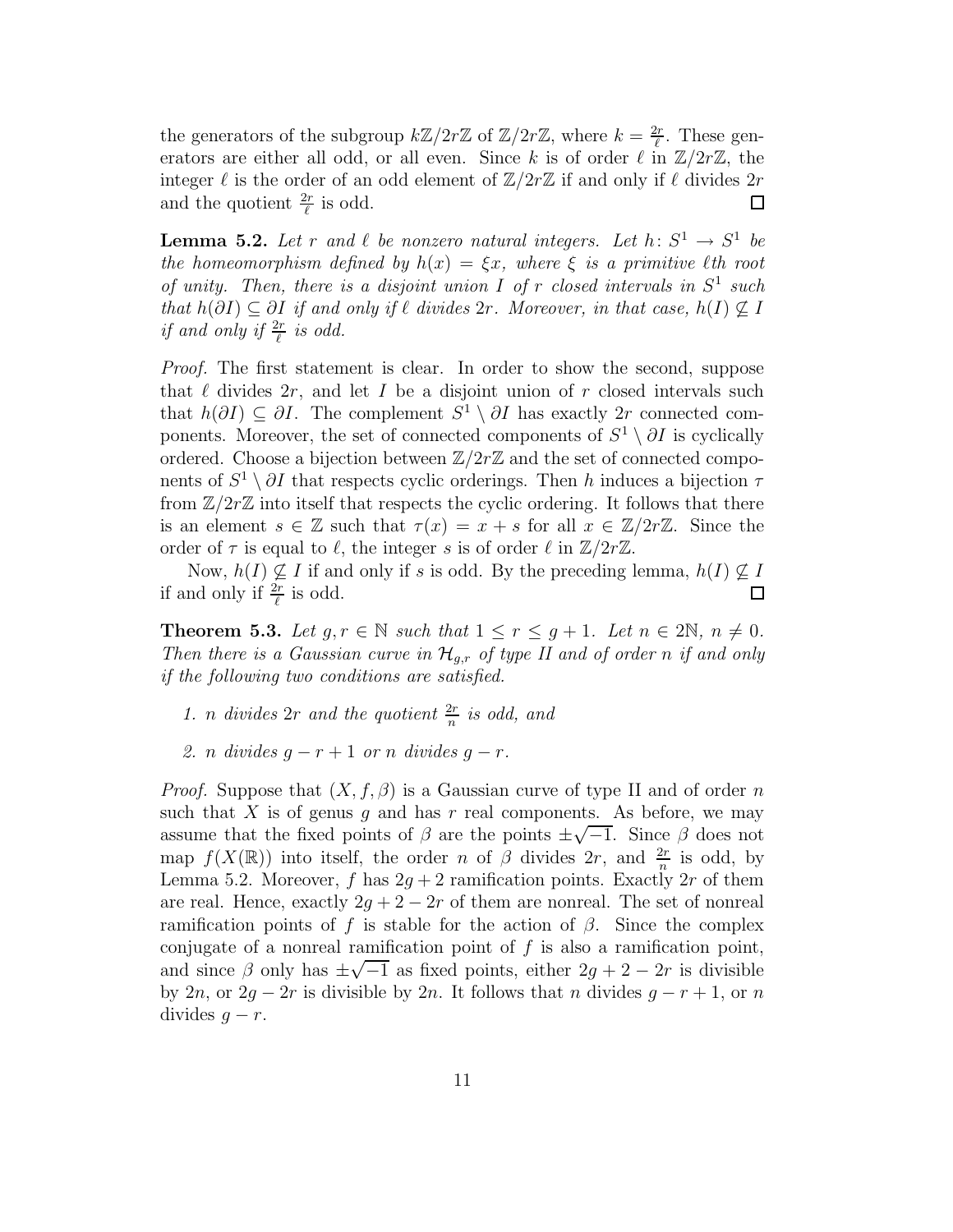the generators of the subgroup $k\mathbb{Z}/2r\mathbb{Z}$ of $\mathbb{Z}/2r\mathbb{Z}$, where $k = \frac{2r}{\ell}$. These generators are either all odd, or all even. Since $k$ is of order $\ell$ in $\mathbb{Z}/2r\mathbb{Z}$, the integer $\ell$ is the order of an odd element of $\mathbb{Z}/2r\mathbb{Z}$ if and only if $\ell$ divides $2r$ and the quotient $\frac{2r}{\ell}$ is odd. □

**Lemma 5.2.** *Let $r$ and $\ell$ be nonzero natural integers. Let $h\colon S^1 \to S^1$ be the homeomorphism defined by $h(x) = \xi x$, where $\xi$ is a primitive $\ell$th root of unity. Then, there is a disjoint union $I$ of $r$ closed intervals in $S^1$ such that $h(\partial I) \subseteq \partial I$ if and only if $\ell$ divides $2r$. Moreover, in that case, $h(I) \not\subseteq I$ if and only if $\frac{2r}{\ell}$ is odd.*

*Proof.* The first statement is clear. In order to show the second, suppose that $\ell$ divides $2r$, and let $I$ be a disjoint union of $r$ closed intervals such that $h(\partial I) \subseteq \partial I$. The complement $S^1 \setminus \partial I$ has exactly $2r$ connected components. Moreover, the set of connected components of $S^1 \setminus \partial I$ is cyclically ordered. Choose a bijection between $\mathbb{Z}/2r\mathbb{Z}$ and the set of connected components of $S^1 \setminus \partial I$ that respects cyclic orderings. Then $h$ induces a bijection $\tau$ from $\mathbb{Z}/2r\mathbb{Z}$ into itself that respects the cyclic ordering. It follows that there is an element $s \in \mathbb{Z}$ such that $\tau(x) = x + s$ for all $x \in \mathbb{Z}/2r\mathbb{Z}$. Since the order of $\tau$ is equal to $\ell$, the integer $s$ is of order $\ell$ in $\mathbb{Z}/2r\mathbb{Z}$.

Now, $h(I) \not\subseteq I$ if and only if $s$ is odd. By the preceding lemma, $h(I) \not\subseteq I$ if and only if $\frac{2r}{\ell}$ is odd. □

**Theorem 5.3.** *Let $g, r \in \mathbb{N}$ such that $1 \leq r \leq g+1$. Let $n \in 2\mathbb{N}$, $n \neq 0$. Then there is a Gaussian curve in $\mathcal{H}_{g,r}$ of type II and of order $n$ if and only if the following two conditions are satisfied.*

1. *$n$ divides $2r$ and the quotient $\frac{2r}{n}$ is odd, and*
2. *$n$ divides $g - r + 1$ or $n$ divides $g - r$.*

*Proof.* Suppose that $(X, f, \beta)$ is a Gaussian curve of type II and of order $n$ such that $X$ is of genus $g$ and has $r$ real components. As before, we may assume that the fixed points of $\beta$ are the points $\pm\sqrt{-1}$. Since $\beta$ does not map $f(X(\mathbb{R}))$ into itself, the order $n$ of $\beta$ divides $2r$, and $\frac{2r}{n}$ is odd, by Lemma 5.2. Moreover, $f$ has $2g+2$ ramification points. Exactly $2r$ of them are real. Hence, exactly $2g + 2 - 2r$ of them are nonreal. The set of nonreal ramification points of $f$ is stable for the action of $\beta$. Since the complex conjugate of a nonreal ramification point of $f$ is also a ramification point, and since $\beta$ only has $\pm\sqrt{-1}$ as fixed points, either $2g + 2 - 2r$ is divisible by $2n$, or $2g - 2r$ is divisible by $2n$. It follows that $n$ divides $g - r + 1$, or $n$ divides $g - r$.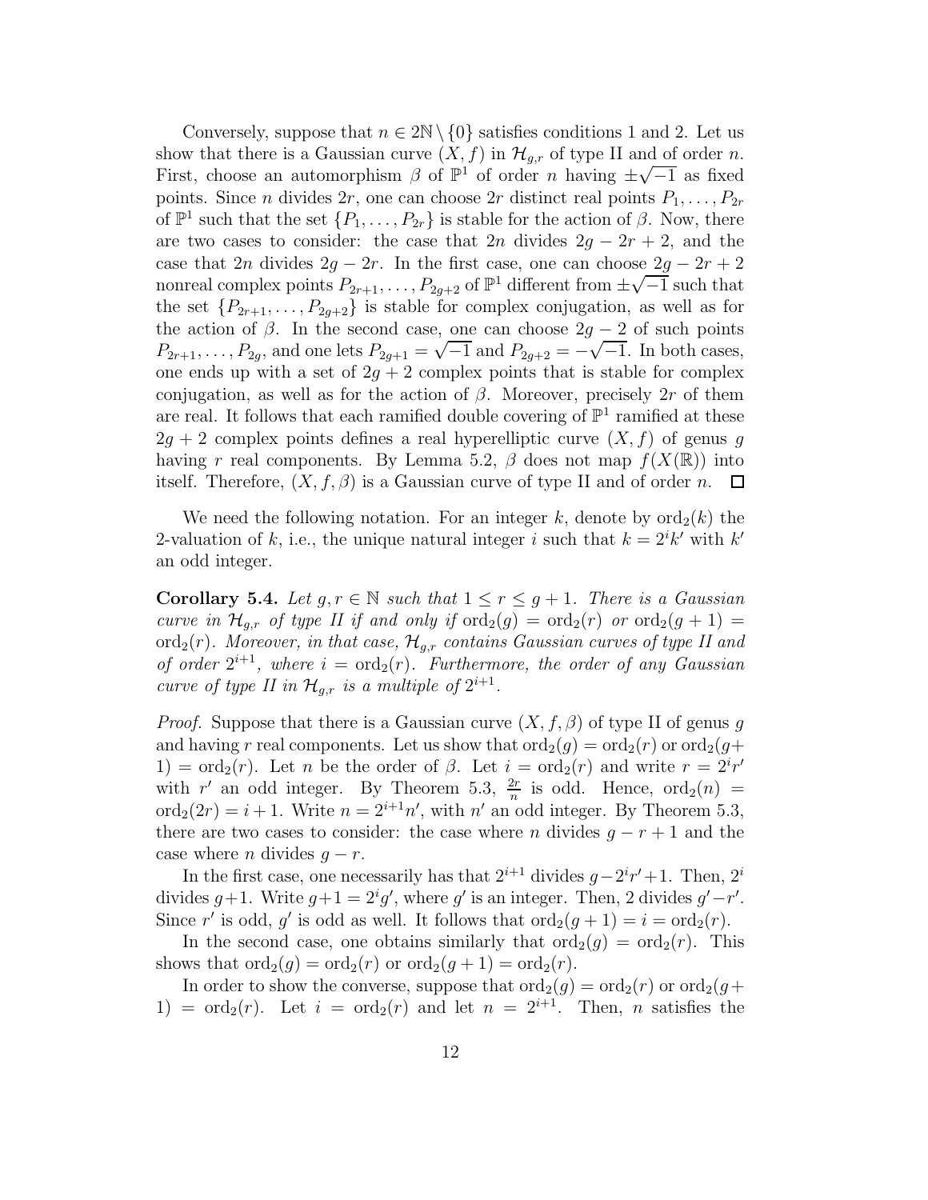Conversely, suppose that $n \in 2\mathbb{N} \setminus \{0\}$ satisfies conditions 1 and 2. Let us show that there is a Gaussian curve $(X, f)$ in $\mathcal{H}_{g,r}$ of type II and of order $n$. First, choose an automorphism $\beta$ of $\mathbb{P}^1$ of order $n$ having $\pm\sqrt{-1}$ as fixed points. Since $n$ divides $2r$, one can choose $2r$ distinct real points $P_1, \ldots, P_{2r}$ of $\mathbb{P}^1$ such that the set $\{P_1, \ldots, P_{2r}\}$ is stable for the action of $\beta$. Now, there are two cases to consider: the case that $2n$ divides $2g - 2r + 2$, and the case that $2n$ divides $2g - 2r$. In the first case, one can choose $2g - 2r + 2$ nonreal complex points $P_{2r+1}, \ldots, P_{2g+2}$ of $\mathbb{P}^1$ different from $\pm\sqrt{-1}$ such that the set $\{P_{2r+1}, \ldots, P_{2g+2}\}$ is stable for complex conjugation, as well as for the action of $\beta$. In the second case, one can choose $2g - 2$ of such points $P_{2r+1}, \ldots, P_{2g}$, and one lets $P_{2g+1} = \sqrt{-1}$ and $P_{2g+2} = -\sqrt{-1}$. In both cases, one ends up with a set of $2g + 2$ complex points that is stable for complex conjugation, as well as for the action of $\beta$. Moreover, precisely $2r$ of them are real. It follows that each ramified double covering of $\mathbb{P}^1$ ramified at these $2g + 2$ complex points defines a real hyperelliptic curve $(X, f)$ of genus $g$ having $r$ real components. By Lemma 5.2, $\beta$ does not map $f(X(\mathbb{R}))$ into itself. Therefore, $(X, f, \beta)$ is a Gaussian curve of type II and of order $n$. $\square$

We need the following notation. For an integer $k$, denote by $\mathrm{ord}_2(k)$ the 2-valuation of $k$, i.e., the unique natural integer $i$ such that $k = 2^i k'$ with $k'$ an odd integer.

**Corollary 5.4.** *Let $g, r \in \mathbb{N}$ such that $1 \leq r \leq g + 1$. There is a Gaussian curve in $\mathcal{H}_{g,r}$ of type II if and only if $\mathrm{ord}_2(g) = \mathrm{ord}_2(r)$ or $\mathrm{ord}_2(g + 1) = \mathrm{ord}_2(r)$. Moreover, in that case, $\mathcal{H}_{g,r}$ contains Gaussian curves of type II and of order $2^{i+1}$, where $i = \mathrm{ord}_2(r)$. Furthermore, the order of any Gaussian curve of type II in $\mathcal{H}_{g,r}$ is a multiple of $2^{i+1}$.*

*Proof.* Suppose that there is a Gaussian curve $(X, f, \beta)$ of type II of genus $g$ and having $r$ real components. Let us show that $\mathrm{ord}_2(g) = \mathrm{ord}_2(r)$ or $\mathrm{ord}_2(g + 1) = \mathrm{ord}_2(r)$. Let $n$ be the order of $\beta$. Let $i = \mathrm{ord}_2(r)$ and write $r = 2^i r'$ with $r'$ an odd integer. By Theorem 5.3, $\frac{2r}{n}$ is odd. Hence, $\mathrm{ord}_2(n) = \mathrm{ord}_2(2r) = i + 1$. Write $n = 2^{i+1} n'$, with $n'$ an odd integer. By Theorem 5.3, there are two cases to consider: the case where $n$ divides $g - r + 1$ and the case where $n$ divides $g - r$.

In the first case, one necessarily has that $2^{i+1}$ divides $g - 2^i r' + 1$. Then, $2^i$ divides $g + 1$. Write $g + 1 = 2^i g'$, where $g'$ is an integer. Then, 2 divides $g' - r'$. Since $r'$ is odd, $g'$ is odd as well. It follows that $\mathrm{ord}_2(g + 1) = i = \mathrm{ord}_2(r)$.

In the second case, one obtains similarly that $\mathrm{ord}_2(g) = \mathrm{ord}_2(r)$. This shows that $\mathrm{ord}_2(g) = \mathrm{ord}_2(r)$ or $\mathrm{ord}_2(g + 1) = \mathrm{ord}_2(r)$.

In order to show the converse, suppose that $\mathrm{ord}_2(g) = \mathrm{ord}_2(r)$ or $\mathrm{ord}_2(g + 1) = \mathrm{ord}_2(r)$. Let $i = \mathrm{ord}_2(r)$ and let $n = 2^{i+1}$. Then, $n$ satisfies the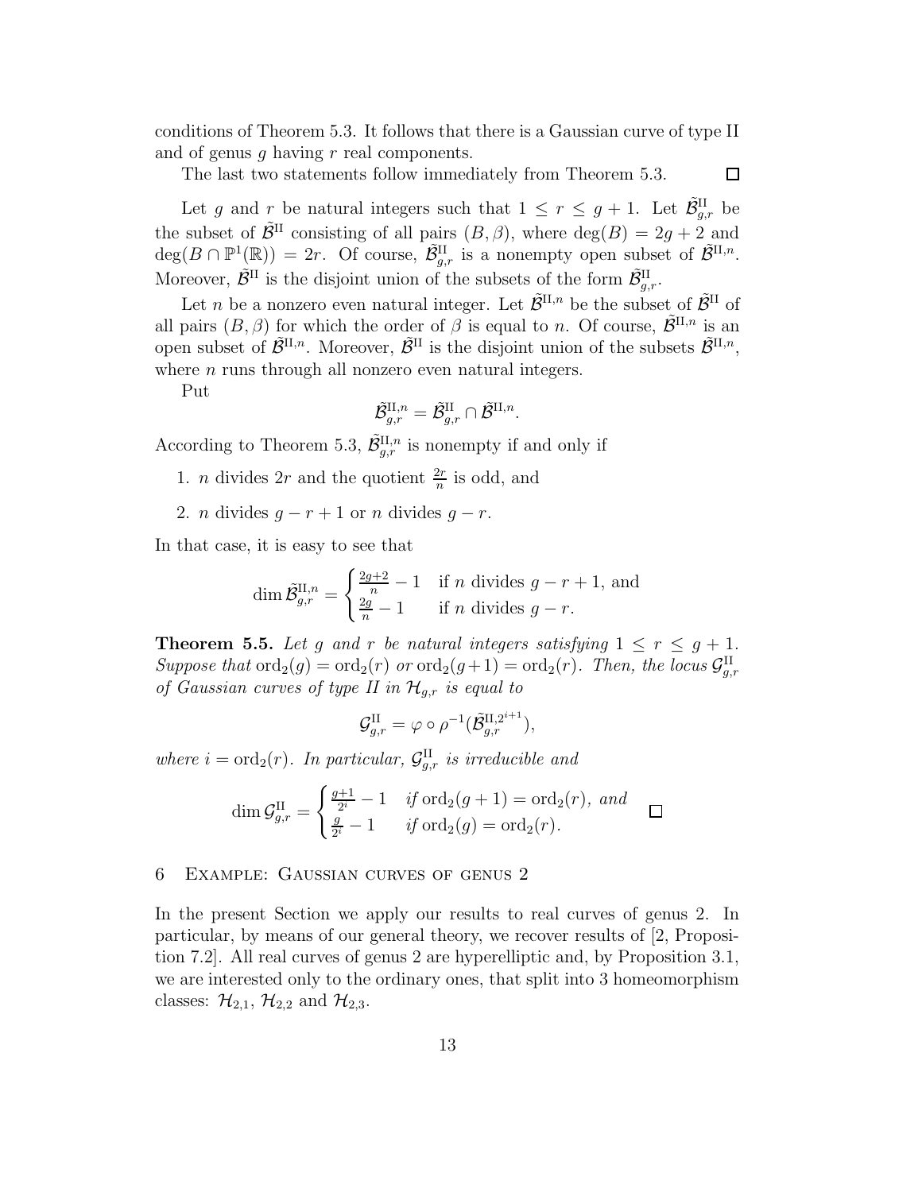conditions of Theorem 5.3. It follows that there is a Gaussian curve of type II and of genus $g$ having $r$ real components.

The last two statements follow immediately from Theorem 5.3. $\square$

Let $g$ and $r$ be natural integers such that $1 \leq r \leq g+1$. Let $\tilde{\mathcal{B}}^{\mathrm{II}}_{g,r}$ be the subset of $\tilde{\mathcal{B}}^{\mathrm{II}}$ consisting of all pairs $(B, \beta)$, where $\deg(B) = 2g+2$ and $\deg(B \cap \mathbb{P}^1(\mathbb{R})) = 2r$. Of course, $\tilde{\mathcal{B}}^{\mathrm{II}}_{g,r}$ is a nonempty open subset of $\tilde{\mathcal{B}}^{\mathrm{II},n}$. Moreover, $\tilde{\mathcal{B}}^{\mathrm{II}}$ is the disjoint union of the subsets of the form $\tilde{\mathcal{B}}^{\mathrm{II}}_{g,r}$.

Let $n$ be a nonzero even natural integer. Let $\tilde{\mathcal{B}}^{\mathrm{II},n}$ be the subset of $\tilde{\mathcal{B}}^{\mathrm{II}}$ of all pairs $(B, \beta)$ for which the order of $\beta$ is equal to $n$. Of course, $\tilde{\mathcal{B}}^{\mathrm{II},n}$ is an open subset of $\tilde{\mathcal{B}}^{\mathrm{II},n}$. Moreover, $\tilde{\mathcal{B}}^{\mathrm{II}}$ is the disjoint union of the subsets $\tilde{\mathcal{B}}^{\mathrm{II},n}$, where $n$ runs through all nonzero even natural integers.

Put

$$\tilde{\mathcal{B}}^{\mathrm{II},n}_{g,r} = \tilde{\mathcal{B}}^{\mathrm{II}}_{g,r} \cap \tilde{\mathcal{B}}^{\mathrm{II},n}.$$

According to Theorem 5.3, $\tilde{\mathcal{B}}^{\mathrm{II},n}_{g,r}$ is nonempty if and only if

1. $n$ divides $2r$ and the quotient $\frac{2r}{n}$ is odd, and
2. $n$ divides $g-r+1$ or $n$ divides $g-r$.

In that case, it is easy to see that

$$\dim \tilde{\mathcal{B}}^{\mathrm{II},n}_{g,r} = \begin{cases} \frac{2g+2}{n} - 1 & \text{if } n \text{ divides } g-r+1, \text{ and} \\ \frac{2g}{n} - 1 & \text{if } n \text{ divides } g-r. \end{cases}$$

**Theorem 5.5.** *Let $g$ and $r$ be natural integers satisfying $1 \leq r \leq g+1$. Suppose that $\operatorname{ord}_2(g) = \operatorname{ord}_2(r)$ or $\operatorname{ord}_2(g+1) = \operatorname{ord}_2(r)$. Then, the locus $\mathcal{G}^{\mathrm{II}}_{g,r}$ of Gaussian curves of type II in $\mathcal{H}_{g,r}$ is equal to*

$$\mathcal{G}^{\mathrm{II}}_{g,r} = \varphi \circ \rho^{-1}(\tilde{\mathcal{B}}^{\mathrm{II},2^{i+1}}_{g,r}),$$

*where $i = \operatorname{ord}_2(r)$. In particular, $\mathcal{G}^{\mathrm{II}}_{g,r}$ is irreducible and*

$$\dim \mathcal{G}^{\mathrm{II}}_{g,r} = \begin{cases} \frac{g+1}{2^i} - 1 & \text{if } \operatorname{ord}_2(g+1) = \operatorname{ord}_2(r), \text{ and} \\ \frac{g}{2^i} - 1 & \text{if } \operatorname{ord}_2(g) = \operatorname{ord}_2(r). \end{cases} \qquad \square$$

## 6 Example: Gaussian curves of genus 2

In the present Section we apply our results to real curves of genus 2. In particular, by means of our general theory, we recover results of [2, Proposition 7.2]. All real curves of genus 2 are hyperelliptic and, by Proposition 3.1, we are interested only to the ordinary ones, that split into 3 homeomorphism classes: $\mathcal{H}_{2,1}$, $\mathcal{H}_{2,2}$ and $\mathcal{H}_{2,3}$.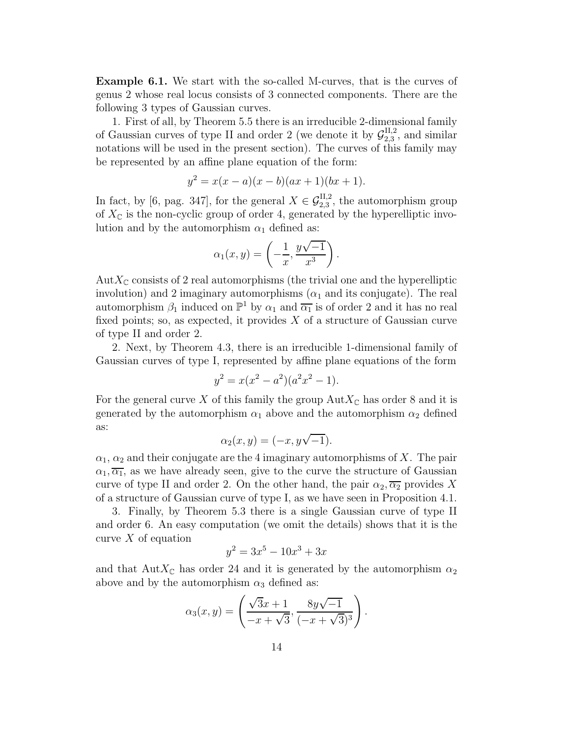**Example 6.1.** We start with the so-called M-curves, that is the curves of genus 2 whose real locus consists of 3 connected components. There are the following 3 types of Gaussian curves.

1. First of all, by Theorem 5.5 there is an irreducible 2-dimensional family of Gaussian curves of type II and order 2 (we denote it by $\mathcal{G}_{2,3}^{\mathrm{II},2}$, and similar notations will be used in the present section). The curves of this family may be represented by an affine plane equation of the form:

$$y^2 = x(x-a)(x-b)(ax+1)(bx+1).$$

In fact, by [6, pag. 347], for the general $X \in \mathcal{G}_{2,3}^{\mathrm{II},2}$, the automorphism group of $X_{\mathbb{C}}$ is the non-cyclic group of order 4, generated by the hyperelliptic involution and by the automorphism $\alpha_1$ defined as:

$$\alpha_1(x,y) = \left(-\frac{1}{x}, \frac{y\sqrt{-1}}{x^3}\right).$$

$\mathrm{Aut}X_{\mathbb{C}}$ consists of 2 real automorphisms (the trivial one and the hyperelliptic involution) and 2 imaginary automorphisms ($\alpha_1$ and its conjugate). The real automorphism $\beta_1$ induced on $\mathbb{P}^1$ by $\alpha_1$ and $\overline{\alpha_1}$ is of order 2 and it has no real fixed points; so, as expected, it provides $X$ of a structure of Gaussian curve of type II and order 2.

2. Next, by Theorem 4.3, there is an irreducible 1-dimensional family of Gaussian curves of type I, represented by affine plane equations of the form

$$y^2 = x(x^2 - a^2)(a^2x^2 - 1).$$

For the general curve $X$ of this family the group $\mathrm{Aut}X_{\mathbb{C}}$ has order 8 and it is generated by the automorphism $\alpha_1$ above and the automorphism $\alpha_2$ defined as:

$$\alpha_2(x,y) = (-x, y\sqrt{-1}).$$

$\alpha_1$, $\alpha_2$ and their conjugate are the 4 imaginary automorphisms of $X$. The pair $\alpha_1, \overline{\alpha_1}$, as we have already seen, give to the curve the structure of Gaussian curve of type II and order 2. On the other hand, the pair $\alpha_2, \overline{\alpha_2}$ provides $X$ of a structure of Gaussian curve of type I, as we have seen in Proposition 4.1.

3. Finally, by Theorem 5.3 there is a single Gaussian curve of type II and order 6. An easy computation (we omit the details) shows that it is the curve $X$ of equation

$$y^2 = 3x^5 - 10x^3 + 3x$$

and that $\mathrm{Aut}X_{\mathbb{C}}$ has order 24 and it is generated by the automorphism $\alpha_2$ above and by the automorphism $\alpha_3$ defined as:

$$\alpha_3(x,y) = \left(\frac{\sqrt{3}x+1}{-x+\sqrt{3}}, \frac{8y\sqrt{-1}}{(-x+\sqrt{3})^3}\right).$$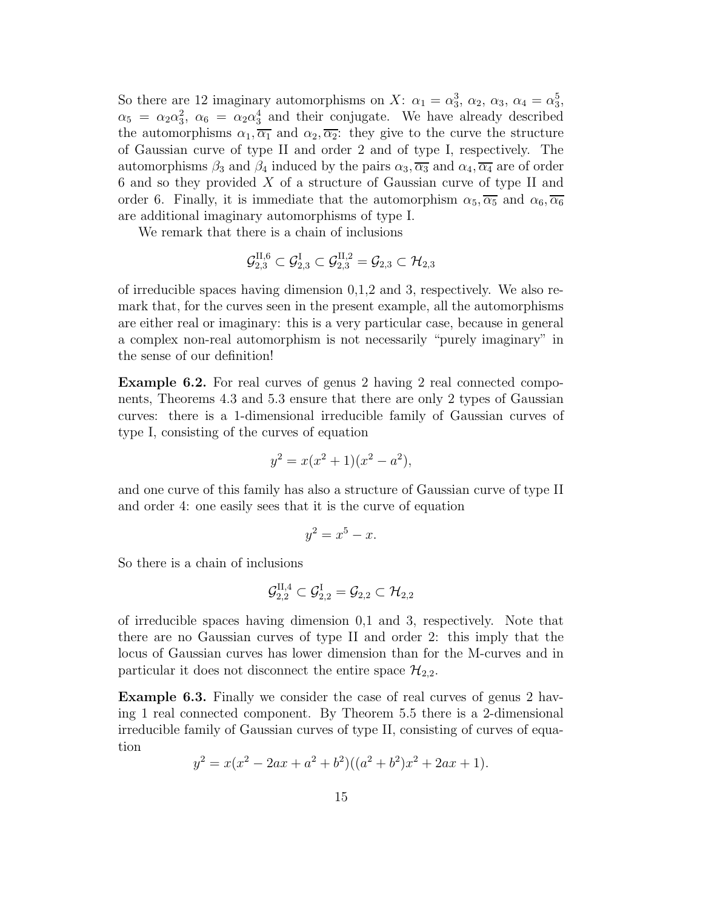So there are 12 imaginary automorphisms on $X$: $\alpha_1 = \alpha_3^3$, $\alpha_2$, $\alpha_3$, $\alpha_4 = \alpha_3^5$, $\alpha_5 = \alpha_2\alpha_3^2$, $\alpha_6 = \alpha_2\alpha_3^4$ and their conjugate. We have already described the automorphisms $\alpha_1, \overline{\alpha_1}$ and $\alpha_2, \overline{\alpha_2}$: they give to the curve the structure of Gaussian curve of type II and order 2 and of type I, respectively. The automorphisms $\beta_3$ and $\beta_4$ induced by the pairs $\alpha_3, \overline{\alpha_3}$ and $\alpha_4, \overline{\alpha_4}$ are of order 6 and so they provided $X$ of a structure of Gaussian curve of type II and order 6. Finally, it is immediate that the automorphism $\alpha_5, \overline{\alpha_5}$ and $\alpha_6, \overline{\alpha_6}$ are additional imaginary automorphisms of type I.

We remark that there is a chain of inclusions

$$\mathcal{G}_{2,3}^{\mathrm{II},6} \subset \mathcal{G}_{2,3}^{\mathrm{I}} \subset \mathcal{G}_{2,3}^{\mathrm{II},2} = \mathcal{G}_{2,3} \subset \mathcal{H}_{2,3}$$

of irreducible spaces having dimension 0,1,2 and 3, respectively. We also remark that, for the curves seen in the present example, all the automorphisms are either real or imaginary: this is a very particular case, because in general a complex non-real automorphism is not necessarily "purely imaginary" in the sense of our definition!

**Example 6.2.** For real curves of genus 2 having 2 real connected components, Theorems 4.3 and 5.3 ensure that there are only 2 types of Gaussian curves: there is a 1-dimensional irreducible family of Gaussian curves of type I, consisting of the curves of equation

$$y^2 = x(x^2+1)(x^2-a^2),$$

and one curve of this family has also a structure of Gaussian curve of type II and order 4: one easily sees that it is the curve of equation

$$y^2 = x^5 - x.$$

So there is a chain of inclusions

$$\mathcal{G}_{2,2}^{\mathrm{II},4} \subset \mathcal{G}_{2,2}^{\mathrm{I}} = \mathcal{G}_{2,2} \subset \mathcal{H}_{2,2}$$

of irreducible spaces having dimension 0,1 and 3, respectively. Note that there are no Gaussian curves of type II and order 2: this imply that the locus of Gaussian curves has lower dimension than for the M-curves and in particular it does not disconnect the entire space $\mathcal{H}_{2,2}$.

**Example 6.3.** Finally we consider the case of real curves of genus 2 having 1 real connected component. By Theorem 5.5 there is a 2-dimensional irreducible family of Gaussian curves of type II, consisting of curves of equation

$$y^2 = x(x^2 - 2ax + a^2 + b^2)((a^2+b^2)x^2 + 2ax + 1).$$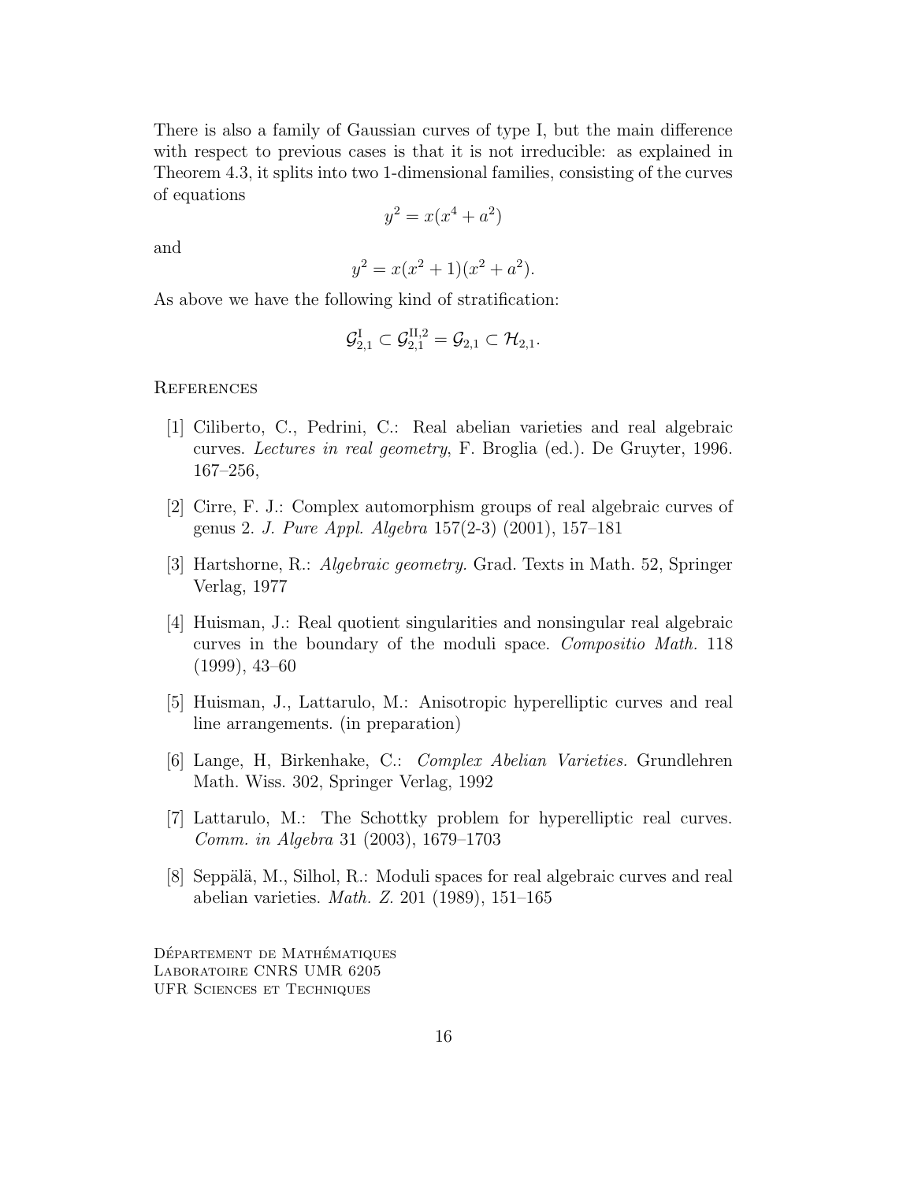There is also a family of Gaussian curves of type I, but the main difference with respect to previous cases is that it is not irreducible: as explained in Theorem 4.3, it splits into two 1-dimensional families, consisting of the curves of equations

$$y^2 = x(x^4 + a^2)$$

and

$$y^2 = x(x^2 + 1)(x^2 + a^2).$$

As above we have the following kind of stratification:

$$\mathcal{G}^{\mathrm{I}}_{2,1} \subset \mathcal{G}^{\mathrm{II},2}_{2,1} = \mathcal{G}_{2,1} \subset \mathcal{H}_{2,1}.$$

## References

[1] Ciliberto, C., Pedrini, C.: Real abelian varieties and real algebraic curves. *Lectures in real geometry*, F. Broglia (ed.). De Gruyter, 1996. 167–256,

[2] Cirre, F. J.: Complex automorphism groups of real algebraic curves of genus 2. *J. Pure Appl. Algebra* 157(2-3) (2001), 157–181

[3] Hartshorne, R.: *Algebraic geometry.* Grad. Texts in Math. 52, Springer Verlag, 1977

[4] Huisman, J.: Real quotient singularities and nonsingular real algebraic curves in the boundary of the moduli space. *Compositio Math.* 118 (1999), 43–60

[5] Huisman, J., Lattarulo, M.: Anisotropic hyperelliptic curves and real line arrangements. (in preparation)

[6] Lange, H, Birkenhake, C.: *Complex Abelian Varieties.* Grundlehren Math. Wiss. 302, Springer Verlag, 1992

[7] Lattarulo, M.: The Schottky problem for hyperelliptic real curves. *Comm. in Algebra* 31 (2003), 1679–1703

[8] Seppälä, M., Silhol, R.: Moduli spaces for real algebraic curves and real abelian varieties. *Math. Z.* 201 (1989), 151–165

Département de Mathématiques
Laboratoire CNRS UMR 6205
UFR Sciences et Techniques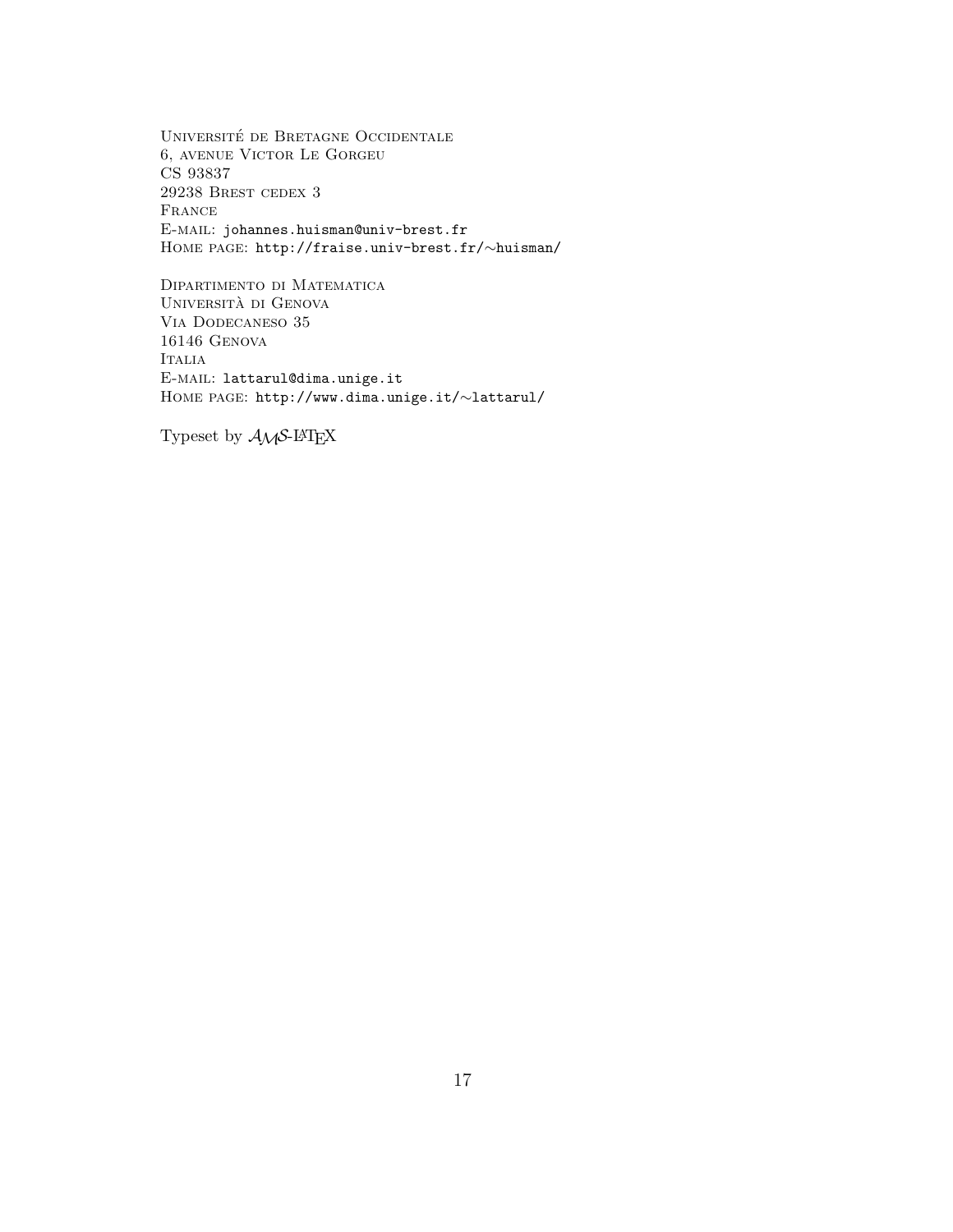Université de Bretagne Occidentale
6, avenue Victor Le Gorgeu
CS 93837
29238 Brest cedex 3
France
E-mail: johannes.huisman@univ-brest.fr
Home page: http://fraise.univ-brest.fr/∼huisman/

Dipartimento di Matematica
Università di Genova
Via Dodecaneso 35
16146 Genova
Italia
E-mail: lattarul@dima.unige.it
Home page: http://www.dima.unige.it/∼lattarul/

Typeset by $\mathcal{A}\mathcal{M}\mathcal{S}$-LaTeX